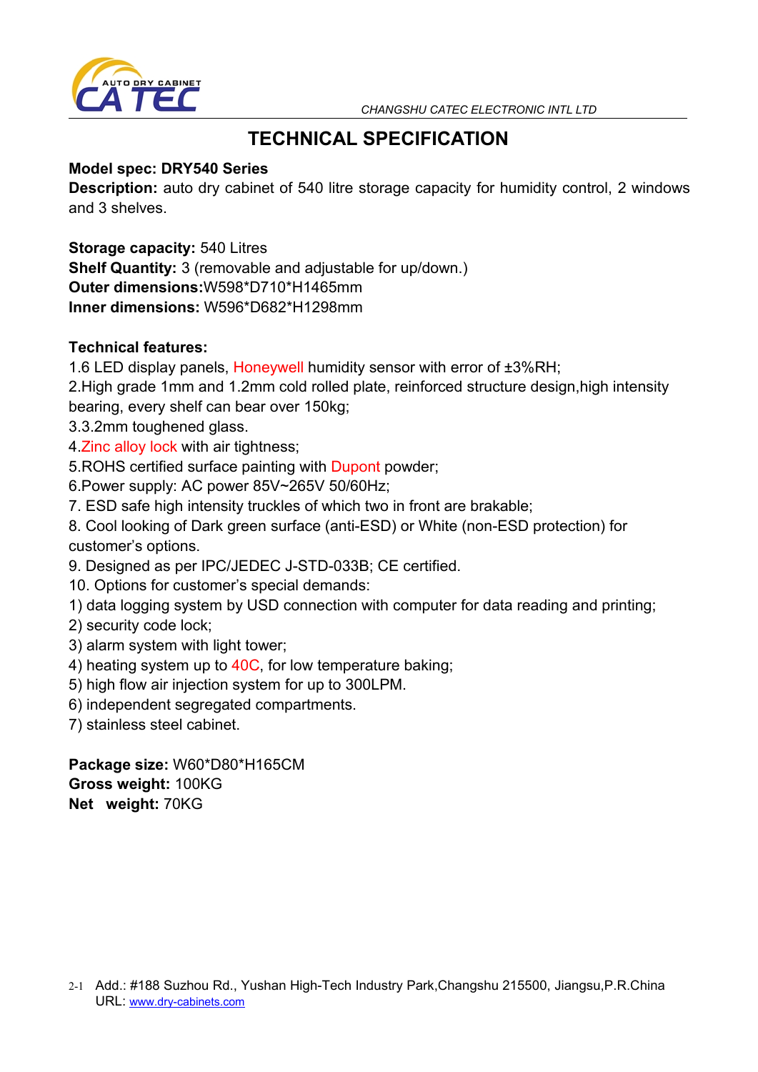# TECHNICAL SPECIFICATION

**Model spec: DRY540 Series**

**Description:** auto dry cabinet of 540 litre storage capacity for humidity control, 2 windows and 3 shelves.

**Storage capacity:** 540 Litres
**Shelf Quantity:** 3 (removable and adjustable for up/down.)
**Outer dimensions:**W598*D710*H1465mm
**Inner dimensions:** W596*D682*H1298mm

**Technical features:**

1.6 LED display panels, Honeywell humidity sensor with error of ±3%RH;
2.High grade 1mm and 1.2mm cold rolled plate, reinforced structure design,high intensity bearing, every shelf can bear over 150kg;
3.3.2mm toughened glass.
4.Zinc alloy lock with air tightness;
5.ROHS certified surface painting with Dupont powder;
6.Power supply: AC power 85V~265V 50/60Hz;
7. ESD safe high intensity truckles of which two in front are brakable;
8. Cool looking of Dark green surface (anti-ESD) or White (non-ESD protection) for customer's options.
9. Designed as per IPC/JEDEC J-STD-033B; CE certified.
10. Options for customer's special demands:
1) data logging system by USD connection with computer for data reading and printing;
2) security code lock;
3) alarm system with light tower;
4) heating system up to 40C, for low temperature baking;
5) high flow air injection system for up to 300LPM.
6) independent segregated compartments.
7) stainless steel cabinet.

**Package size:** W60*D80*H165CM
**Gross weight:** 100KG
**Net weight:** 70KG

Add.: #188 Suzhou Rd., Yushan High-Tech Industry Park,Changshu 215500, Jiangsu,P.R.China
URL: www.dry-cabinets.com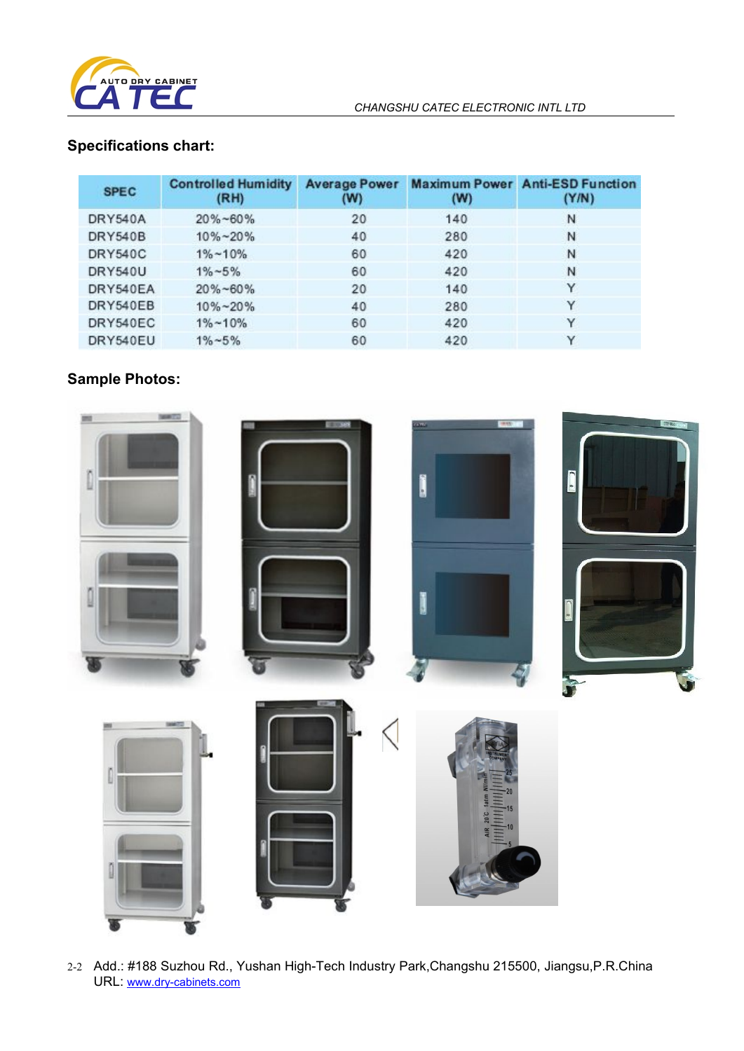## Specifications chart:

| SPEC | Controlled Humidity (RH) | Average Power (W) | Maximum Power (W) | Anti-ESD Function (Y/N) |
|---|---|---|---|---|
| DRY540A | 20%~60% | 20 | 140 | N |
| DRY540B | 10%~20% | 40 | 280 | N |
| DRY540C | 1%~10% | 60 | 420 | N |
| DRY540U | 1%~5% | 60 | 420 | N |
| DRY540EA | 20%~60% | 20 | 140 | Y |
| DRY540EB | 10%~20% | 40 | 280 | Y |
| DRY540EC | 1%~10% | 60 | 420 | Y |
| DRY540EU | 1%~5% | 60 | 420 | Y |

## Sample Photos:

Add.: #188 Suzhou Rd., Yushan High-Tech Industry Park,Changshu 215500, Jiangsu,P.R.China
URL: www.dry-cabinets.com